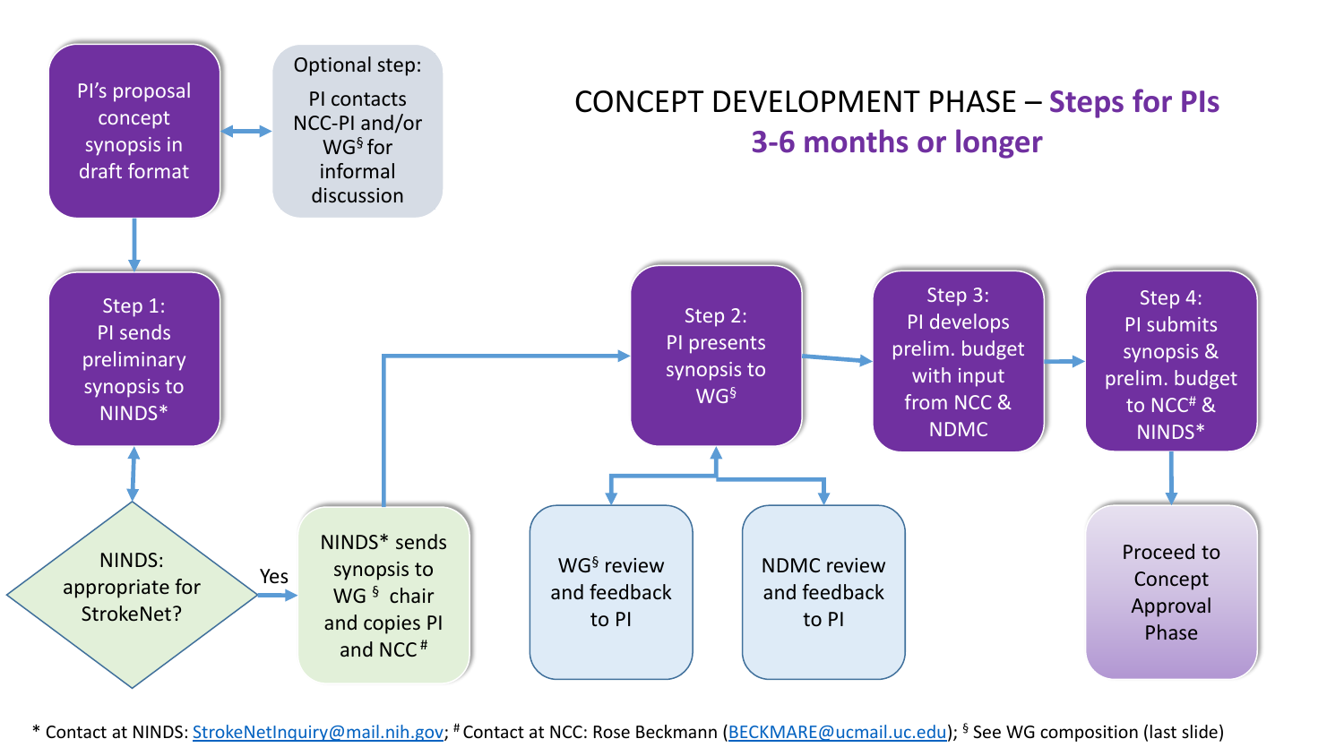# CONCEPT DEVELOPMENT PHASE – **Steps for PIs**

## **3-6 months or longer**

PI's proposal concept synopsis in draft format

Optional step:
PI contacts NCC-PI and/or WG§ for informal discussion

Step 1:
PI sends preliminary synopsis to NINDS*

NINDS: appropriate for StrokeNet?

Yes

NINDS* sends synopsis to WG § chair and copies PI and NCC#

Step 2:
PI presents synopsis to WG§

WG§ review and feedback to PI

NDMC review and feedback to PI

Step 3:
PI develops prelim. budget with input from NCC & NDMC

Step 4:
PI submits synopsis & prelim. budget to NCC# & NINDS*

Proceed to Concept Approval Phase

* Contact at NINDS: StrokeNetInquiry@mail.nih.gov; # Contact at NCC: Rose Beckmann (BECKMARE@ucmail.uc.edu); § See WG composition (last slide)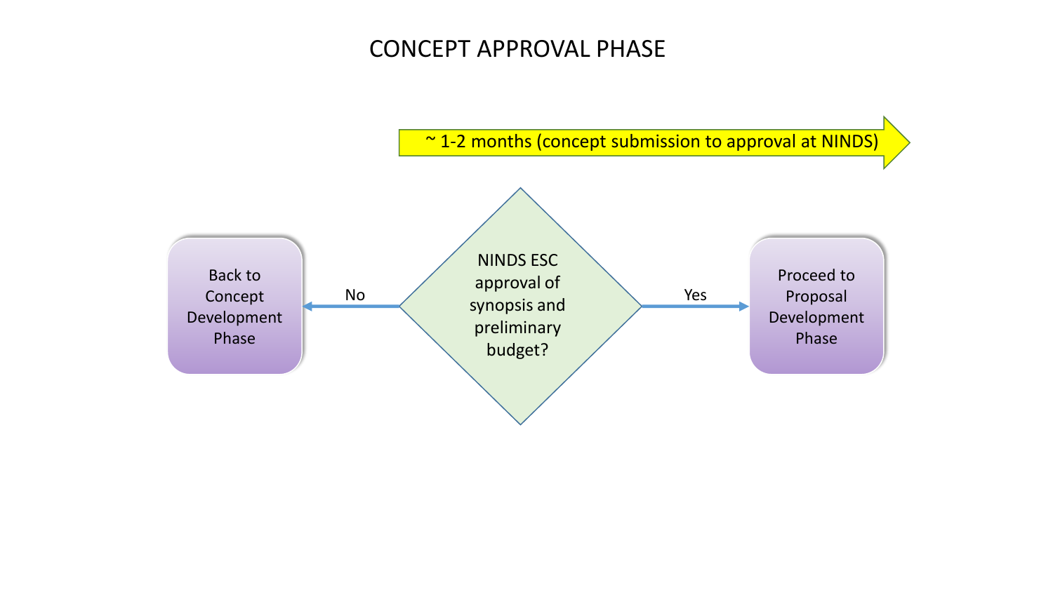# CONCEPT APPROVAL PHASE

~ 1-2 months (concept submission to approval at NINDS)

NINDS ESC approval of synopsis and preliminary budget?

No

Back to Concept Development Phase

Yes

Proceed to Proposal Development Phase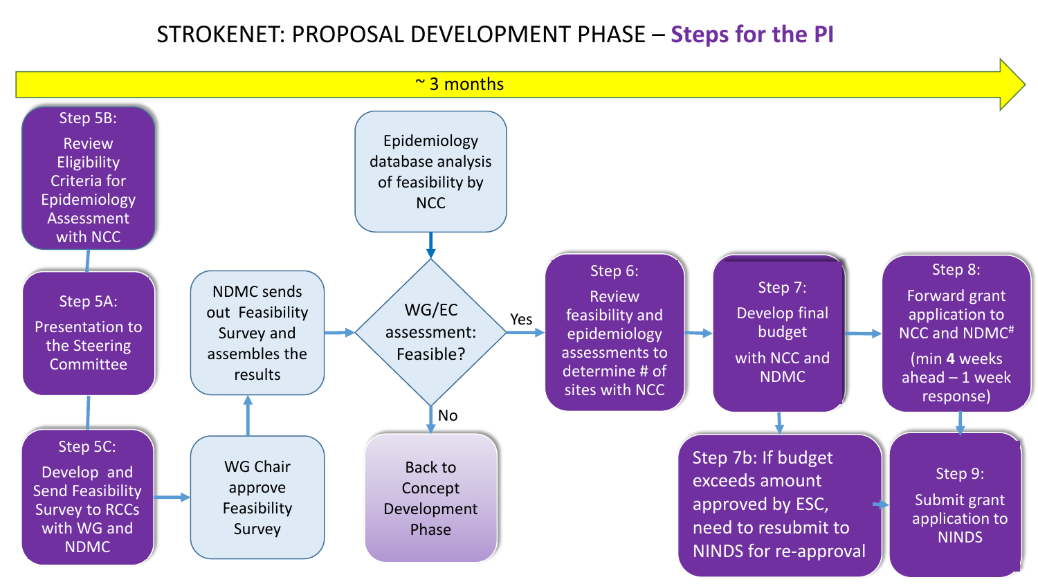# STROKENET: PROPOSAL DEVELOPMENT PHASE – **Steps for the PI**

~ 3 months

**Step 5B:** Review Eligibility Criteria for Epidemiology Assessment with NCC

**Step 5A:** Presentation to the Steering Committee

**Step 5C:** Develop and Send Feasibility Survey to RCCs with WG and NDMC

WG Chair approve Feasibility Survey

NDMC sends out Feasibility Survey and assembles the results

Epidemiology database analysis of feasibility by NCC

WG/EC assessment: Feasible?

No

Back to Concept Development Phase

Yes

**Step 6:** Review feasibility and epidemiology assessments to determine # of sites with NCC

**Step 7:** Develop final budget with NCC and NDMC

**Step 7b:** If budget exceeds amount approved by ESC, need to resubmit to NINDS for re-approval

**Step 8:** Forward grant application to NCC and NDMC# (min **4** weeks ahead – 1 week response)

**Step 9:** Submit grant application to NINDS